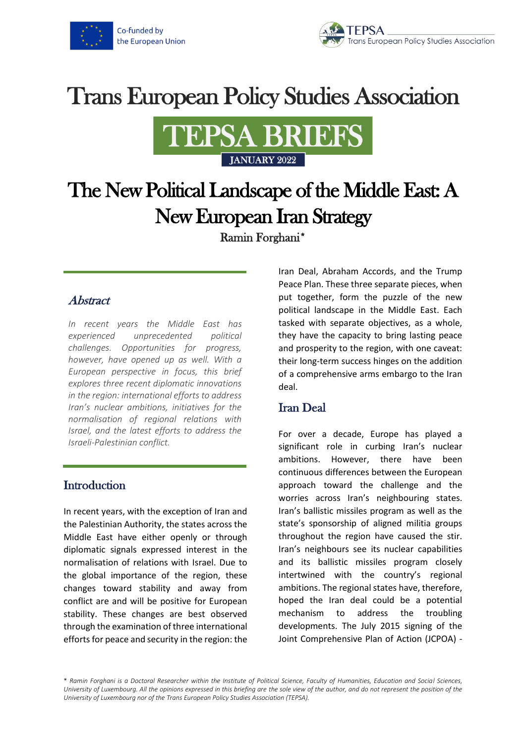Co-funded by the European Union

TEPSA Trans European Policy Studies Association

# Trans European Policy Studies Association

## TEPSA BRIEFS

JANUARY 2022

# The New Political Landscape of the Middle East: A New European Iran Strategy

Ramin Forghani*

## *Abstract*

*In recent years the Middle East has experienced unprecedented political challenges. Opportunities for progress, however, have opened up as well. With a European perspective in focus, this brief explores three recent diplomatic innovations in the region: international efforts to address Iran's nuclear ambitions, initiatives for the normalisation of regional relations with Israel, and the latest efforts to address the Israeli-Palestinian conflict.*

## Introduction

In recent years, with the exception of Iran and the Palestinian Authority, the states across the Middle East have either openly or through diplomatic signals expressed interest in the normalisation of relations with Israel. Due to the global importance of the region, these changes toward stability and away from conflict are and will be positive for European stability. These changes are best observed through the examination of three international efforts for peace and security in the region: the Iran Deal, Abraham Accords, and the Trump Peace Plan. These three separate pieces, when put together, form the puzzle of the new political landscape in the Middle East. Each tasked with separate objectives, as a whole, they have the capacity to bring lasting peace and prosperity to the region, with one caveat: their long-term success hinges on the addition of a comprehensive arms embargo to the Iran deal.

## Iran Deal

For over a decade, Europe has played a significant role in curbing Iran's nuclear ambitions. However, there have been continuous differences between the European approach toward the challenge and the worries across Iran's neighbouring states. Iran's ballistic missiles program as well as the state's sponsorship of aligned militia groups throughout the region have caused the stir. Iran's neighbours see its nuclear capabilities and its ballistic missiles program closely intertwined with the country's regional ambitions. The regional states have, therefore, hoped the Iran deal could be a potential mechanism to address the troubling developments. The July 2015 signing of the Joint Comprehensive Plan of Action (JCPOA) -

* *Ramin Forghani is a Doctoral Researcher within the Institute of Political Science, Faculty of Humanities, Education and Social Sciences, University of Luxembourg. All the opinions expressed in this briefing are the sole view of the author, and do not represent the position of the University of Luxembourg nor of the Trans European Policy Studies Association (TEPSA).*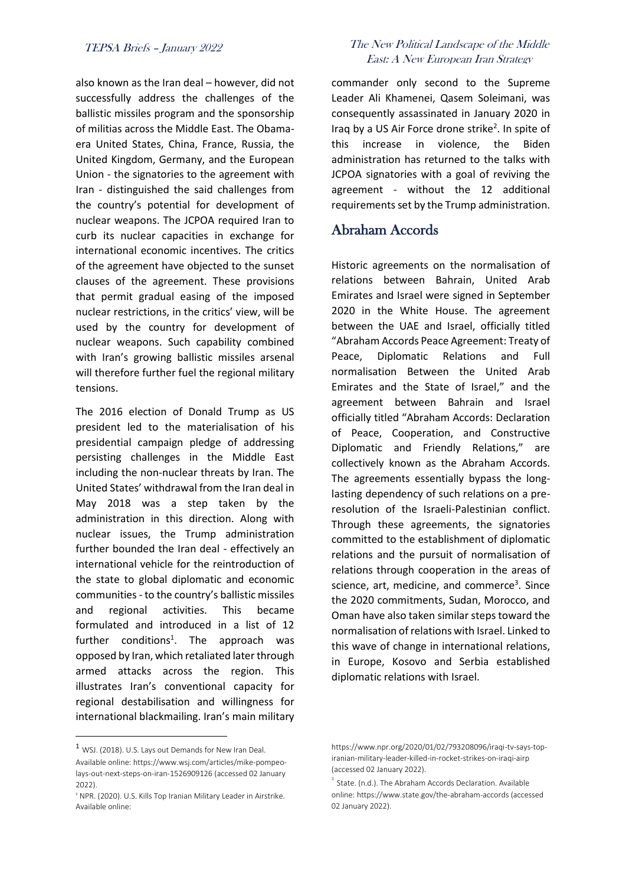also known as the Iran deal – however, did not successfully address the challenges of the ballistic missiles program and the sponsorship of militias across the Middle East. The Obama-era United States, China, France, Russia, the United Kingdom, Germany, and the European Union - the signatories to the agreement with Iran - distinguished the said challenges from the country's potential for development of nuclear weapons. The JCPOA required Iran to curb its nuclear capacities in exchange for international economic incentives. The critics of the agreement have objected to the sunset clauses of the agreement. These provisions that permit gradual easing of the imposed nuclear restrictions, in the critics' view, will be used by the country for development of nuclear weapons. Such capability combined with Iran's growing ballistic missiles arsenal will therefore further fuel the regional military tensions.

The 2016 election of Donald Trump as US president led to the materialisation of his presidential campaign pledge of addressing persisting challenges in the Middle East including the non-nuclear threats by Iran. The United States' withdrawal from the Iran deal in May 2018 was a step taken by the administration in this direction. Along with nuclear issues, the Trump administration further bounded the Iran deal - effectively an international vehicle for the reintroduction of the state to global diplomatic and economic communities - to the country's ballistic missiles and regional activities. This became formulated and introduced in a list of 12 further conditions[1]. The approach was opposed by Iran, which retaliated later through armed attacks across the region. This illustrates Iran's conventional capacity for regional destabilisation and willingness for international blackmailing. Iran's main military commander only second to the Supreme Leader Ali Khamenei, Qasem Soleimani, was consequently assassinated in January 2020 in Iraq by a US Air Force drone strike[2]. In spite of this increase in violence, the Biden administration has returned to the talks with JCPOA signatories with a goal of reviving the agreement - without the 12 additional requirements set by the Trump administration.

## Abraham Accords

Historic agreements on the normalisation of relations between Bahrain, United Arab Emirates and Israel were signed in September 2020 in the White House. The agreement between the UAE and Israel, officially titled "Abraham Accords Peace Agreement: Treaty of Peace, Diplomatic Relations and Full normalisation Between the United Arab Emirates and the State of Israel," and the agreement between Bahrain and Israel officially titled "Abraham Accords: Declaration of Peace, Cooperation, and Constructive Diplomatic and Friendly Relations," are collectively known as the Abraham Accords. The agreements essentially bypass the long-lasting dependency of such relations on a pre-resolution of the Israeli-Palestinian conflict. Through these agreements, the signatories committed to the establishment of diplomatic relations and the pursuit of normalisation of relations through cooperation in the areas of science, art, medicine, and commerce[3]. Since the 2020 commitments, Sudan, Morocco, and Oman have also taken similar steps toward the normalisation of relations with Israel. Linked to this wave of change in international relations, in Europe, Kosovo and Serbia established diplomatic relations with Israel.

---

[1] WSJ. (2018). U.S. Lays out Demands for New Iran Deal. Available online: https://www.wsj.com/articles/mike-pompeo-lays-out-next-steps-on-iran-1526909126 (accessed 02 January 2022).

[2] NPR. (2020). U.S. Kills Top Iranian Military Leader in Airstrike. Available online: https://www.npr.org/2020/01/02/793208096/iraqi-tv-says-top-iranian-military-leader-killed-in-rocket-strikes-on-iraqi-airp (accessed 02 January 2022).

[3] State. (n.d.). The Abraham Accords Declaration. Available online: https://www.state.gov/the-abraham-accords (accessed 02 January 2022).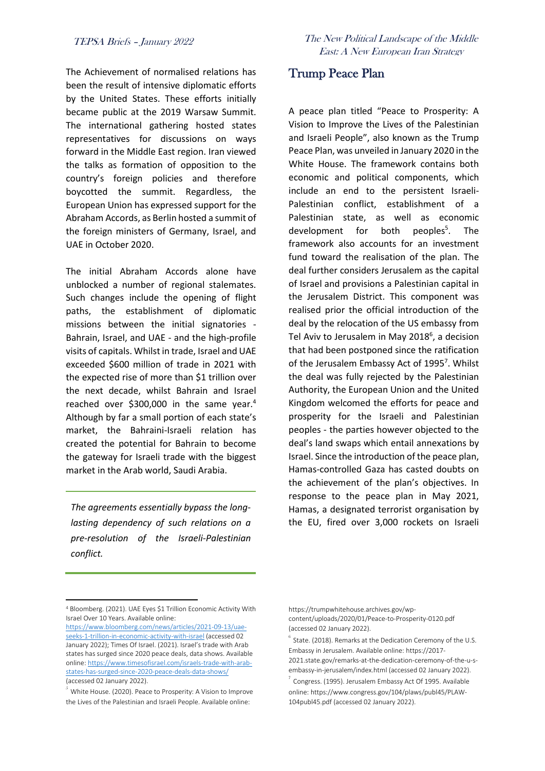The Achievement of normalised relations has been the result of intensive diplomatic efforts by the United States. These efforts initially became public at the 2019 Warsaw Summit. The international gathering hosted states representatives for discussions on ways forward in the Middle East region. Iran viewed the talks as formation of opposition to the country's foreign policies and therefore boycotted the summit. Regardless, the European Union has expressed support for the Abraham Accords, as Berlin hosted a summit of the foreign ministers of Germany, Israel, and UAE in October 2020.

The initial Abraham Accords alone have unblocked a number of regional stalemates. Such changes include the opening of flight paths, the establishment of diplomatic missions between the initial signatories - Bahrain, Israel, and UAE - and the high-profile visits of capitals. Whilst in trade, Israel and UAE exceeded \$600 million of trade in 2021 with the expected rise of more than \$1 trillion over the next decade, whilst Bahrain and Israel reached over \$300,000 in the same year.[4] Although by far a small portion of each state's market, the Bahraini-Israeli relation has created the potential for Bahrain to become the gateway for Israeli trade with the biggest market in the Arab world, Saudi Arabia.

*The agreements essentially bypass the long-lasting dependency of such relations on a pre-resolution of the Israeli-Palestinian conflict.*

## Trump Peace Plan

A peace plan titled "Peace to Prosperity: A Vision to Improve the Lives of the Palestinian and Israeli People", also known as the Trump Peace Plan, was unveiled in January 2020 in the White House. The framework contains both economic and political components, which include an end to the persistent Israeli-Palestinian conflict, establishment of a Palestinian state, as well as economic development for both peoples[5]. The framework also accounts for an investment fund toward the realisation of the plan. The deal further considers Jerusalem as the capital of Israel and provisions a Palestinian capital in the Jerusalem District. This component was realised prior the official introduction of the deal by the relocation of the US embassy from Tel Aviv to Jerusalem in May 2018[6], a decision that had been postponed since the ratification of the Jerusalem Embassy Act of 1995[7]. Whilst the deal was fully rejected by the Palestinian Authority, the European Union and the United Kingdom welcomed the efforts for peace and prosperity for the Israeli and Palestinian peoples - the parties however objected to the deal's land swaps which entail annexations by Israel. Since the introduction of the peace plan, Hamas-controlled Gaza has casted doubts on the achievement of the plan's objectives. In response to the peace plan in May 2021, Hamas, a designated terrorist organisation by the EU, fired over 3,000 rockets on Israeli

---

[4] Bloomberg. (2021). UAE Eyes \$1 Trillion Economic Activity With Israel Over 10 Years. Available online: https://www.bloomberg.com/news/articles/2021-09-13/uae-seeks-1-trillion-in-economic-activity-with-israel (accessed 02 January 2022); Times Of Israel. (2021). Israel's trade with Arab states has surged since 2020 peace deals, data shows. Available online: https://www.timesofisrael.com/israels-trade-with-arab-states-has-surged-since-2020-peace-deals-data-shows/ (accessed 02 January 2022).

[5] White House. (2020). Peace to Prosperity: A Vision to Improve the Lives of the Palestinian and Israeli People. Available online: https://trumpwhitehouse.archives.gov/wp-content/uploads/2020/01/Peace-to-Prosperity-0120.pdf (accessed 02 January 2022).

[6] State. (2018). Remarks at the Dedication Ceremony of the U.S. Embassy in Jerusalem. Available online: https://2017-2021.state.gov/remarks-at-the-dedication-ceremony-of-the-u-s-embassy-in-jerusalem/index.html (accessed 02 January 2022).

[7] Congress. (1995). Jerusalem Embassy Act Of 1995. Available online: https://www.congress.gov/104/plaws/publ45/PLAW-104publ45.pdf (accessed 02 January 2022).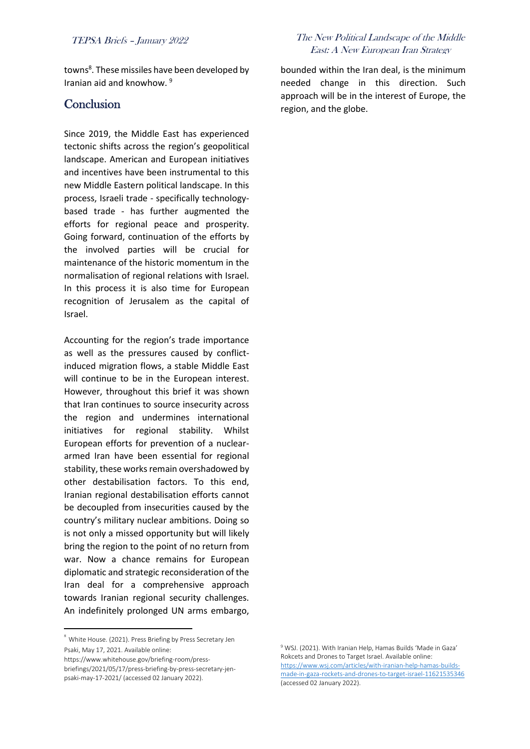towns[8]. These missiles have been developed by Iranian aid and knowhow. [9]

## Conclusion

Since 2019, the Middle East has experienced tectonic shifts across the region's geopolitical landscape. American and European initiatives and incentives have been instrumental to this new Middle Eastern political landscape. In this process, Israeli trade - specifically technology-based trade - has further augmented the efforts for regional peace and prosperity. Going forward, continuation of the efforts by the involved parties will be crucial for maintenance of the historic momentum in the normalisation of regional relations with Israel. In this process it is also time for European recognition of Jerusalem as the capital of Israel.

Accounting for the region's trade importance as well as the pressures caused by conflict-induced migration flows, a stable Middle East will continue to be in the European interest. However, throughout this brief it was shown that Iran continues to source insecurity across the region and undermines international initiatives for regional stability. Whilst European efforts for prevention of a nuclear-armed Iran have been essential for regional stability, these works remain overshadowed by other destabilisation factors. To this end, Iranian regional destabilisation efforts cannot be decoupled from insecurities caused by the country's military nuclear ambitions. Doing so is not only a missed opportunity but will likely bring the region to the point of no return from war. Now a chance remains for European diplomatic and strategic reconsideration of the Iran deal for a comprehensive approach towards Iranian regional security challenges. An indefinitely prolonged UN arms embargo, bounded within the Iran deal, is the minimum needed change in this direction. Such approach will be in the interest of Europe, the region, and the globe.

---

[8] White House. (2021). Press Briefing by Press Secretary Jen Psaki, May 17, 2021. Available online: https://www.whitehouse.gov/briefing-room/press-briefings/2021/05/17/press-briefing-by-press-secretary-jen-psaki-may-17-2021/ (accessed 02 January 2022).

[9] WSJ. (2021). With Iranian Help, Hamas Builds 'Made in Gaza' Rokcets and Drones to Target Israel. Available online: https://www.wsj.com/articles/with-iranian-help-hamas-builds-made-in-gaza-rockets-and-drones-to-target-israel-11621535346 (accessed 02 January 2022).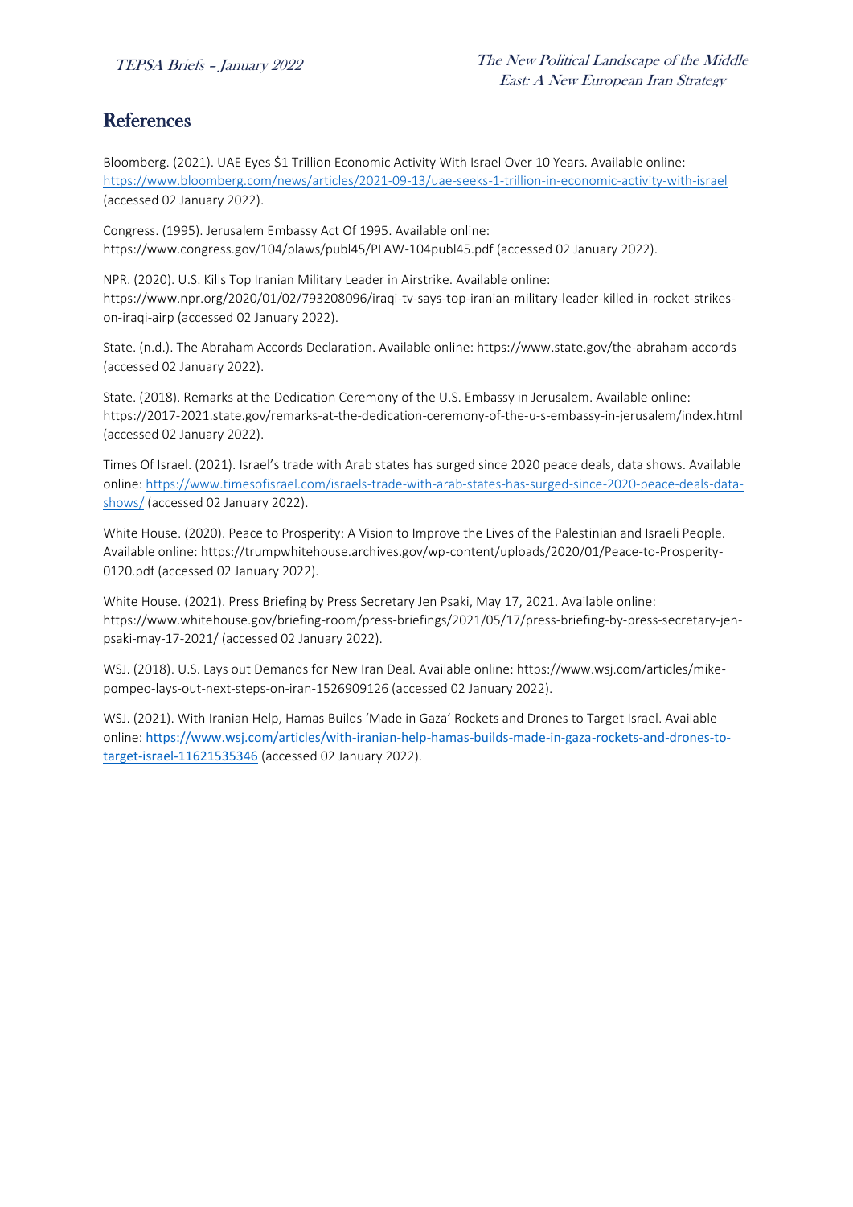## References

Bloomberg. (2021). UAE Eyes $1 Trillion Economic Activity With Israel Over 10 Years. Available online: https://www.bloomberg.com/news/articles/2021-09-13/uae-seeks-1-trillion-in-economic-activity-with-israel (accessed 02 January 2022).

Congress. (1995). Jerusalem Embassy Act Of 1995. Available online: https://www.congress.gov/104/plaws/publ45/PLAW-104publ45.pdf (accessed 02 January 2022).

NPR. (2020). U.S. Kills Top Iranian Military Leader in Airstrike. Available online: https://www.npr.org/2020/01/02/793208096/iraqi-tv-says-top-iranian-military-leader-killed-in-rocket-strikes-on-iraqi-airp (accessed 02 January 2022).

State. (n.d.). The Abraham Accords Declaration. Available online: https://www.state.gov/the-abraham-accords (accessed 02 January 2022).

State. (2018). Remarks at the Dedication Ceremony of the U.S. Embassy in Jerusalem. Available online: https://2017-2021.state.gov/remarks-at-the-dedication-ceremony-of-the-u-s-embassy-in-jerusalem/index.html (accessed 02 January 2022).

Times Of Israel. (2021). Israel's trade with Arab states has surged since 2020 peace deals, data shows. Available online: https://www.timesofisrael.com/israels-trade-with-arab-states-has-surged-since-2020-peace-deals-data-shows/ (accessed 02 January 2022).

White House. (2020). Peace to Prosperity: A Vision to Improve the Lives of the Palestinian and Israeli People. Available online: https://trumpwhitehouse.archives.gov/wp-content/uploads/2020/01/Peace-to-Prosperity-0120.pdf (accessed 02 January 2022).

White House. (2021). Press Briefing by Press Secretary Jen Psaki, May 17, 2021. Available online: https://www.whitehouse.gov/briefing-room/press-briefings/2021/05/17/press-briefing-by-press-secretary-jen-psaki-may-17-2021/ (accessed 02 January 2022).

WSJ. (2018). U.S. Lays out Demands for New Iran Deal. Available online: https://www.wsj.com/articles/mike-pompeo-lays-out-next-steps-on-iran-1526909126 (accessed 02 January 2022).

WSJ. (2021). With Iranian Help, Hamas Builds 'Made in Gaza' Rockets and Drones to Target Israel. Available online: https://www.wsj.com/articles/with-iranian-help-hamas-builds-made-in-gaza-rockets-and-drones-to-target-israel-11621535346 (accessed 02 January 2022).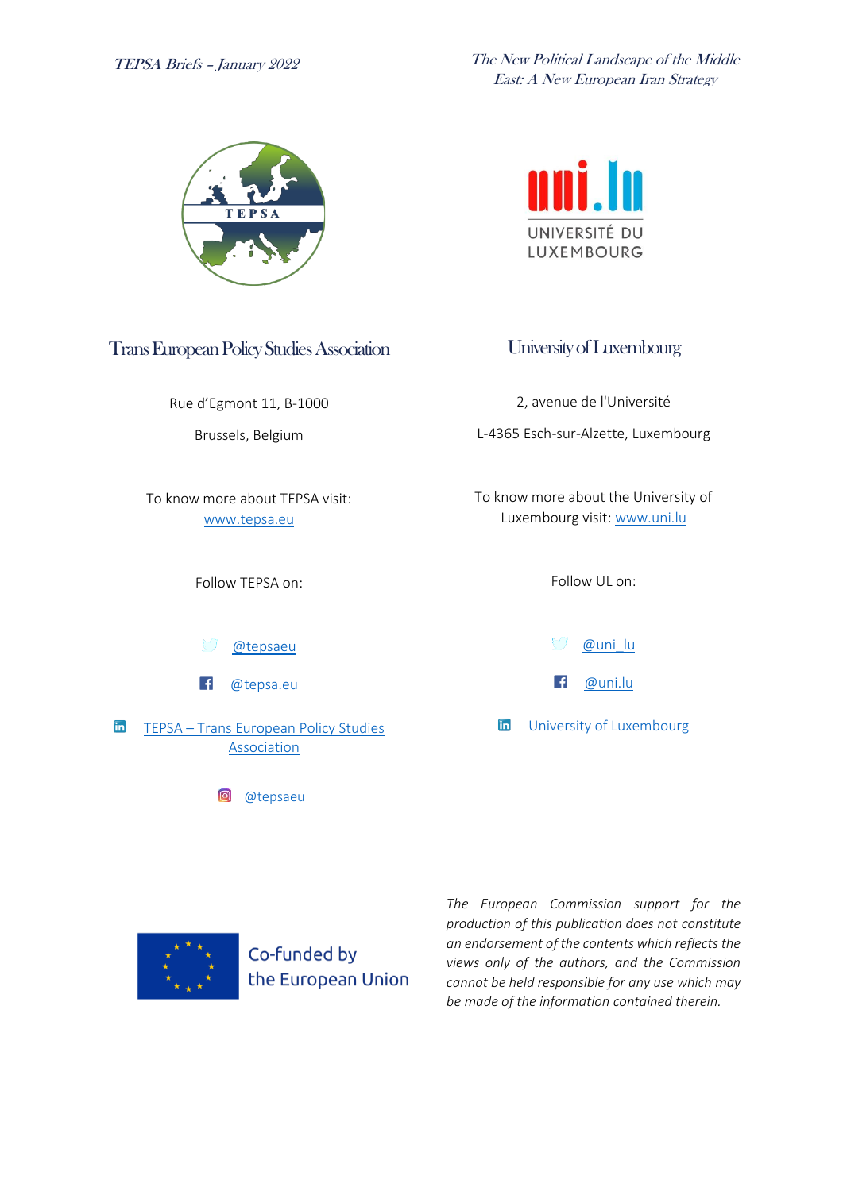**Trans European Policy Studies Association**

Rue d'Egmont 11, B-1000

Brussels, Belgium

To know more about TEPSA visit: www.tepsa.eu

Follow TEPSA on:

@tepsaeu

@tepsa.eu

TEPSA – Trans European Policy Studies Association

@tepsaeu

**University of Luxembourg**

2, avenue de l'Université

L-4365 Esch-sur-Alzette, Luxembourg

To know more about the University of Luxembourg visit: www.uni.lu

Follow UL on:

@uni_lu

@uni.lu

University of Luxembourg

Co-funded by the European Union

*The European Commission support for the production of this publication does not constitute an endorsement of the contents which reflects the views only of the authors, and the Commission cannot be held responsible for any use which may be made of the information contained therein.*